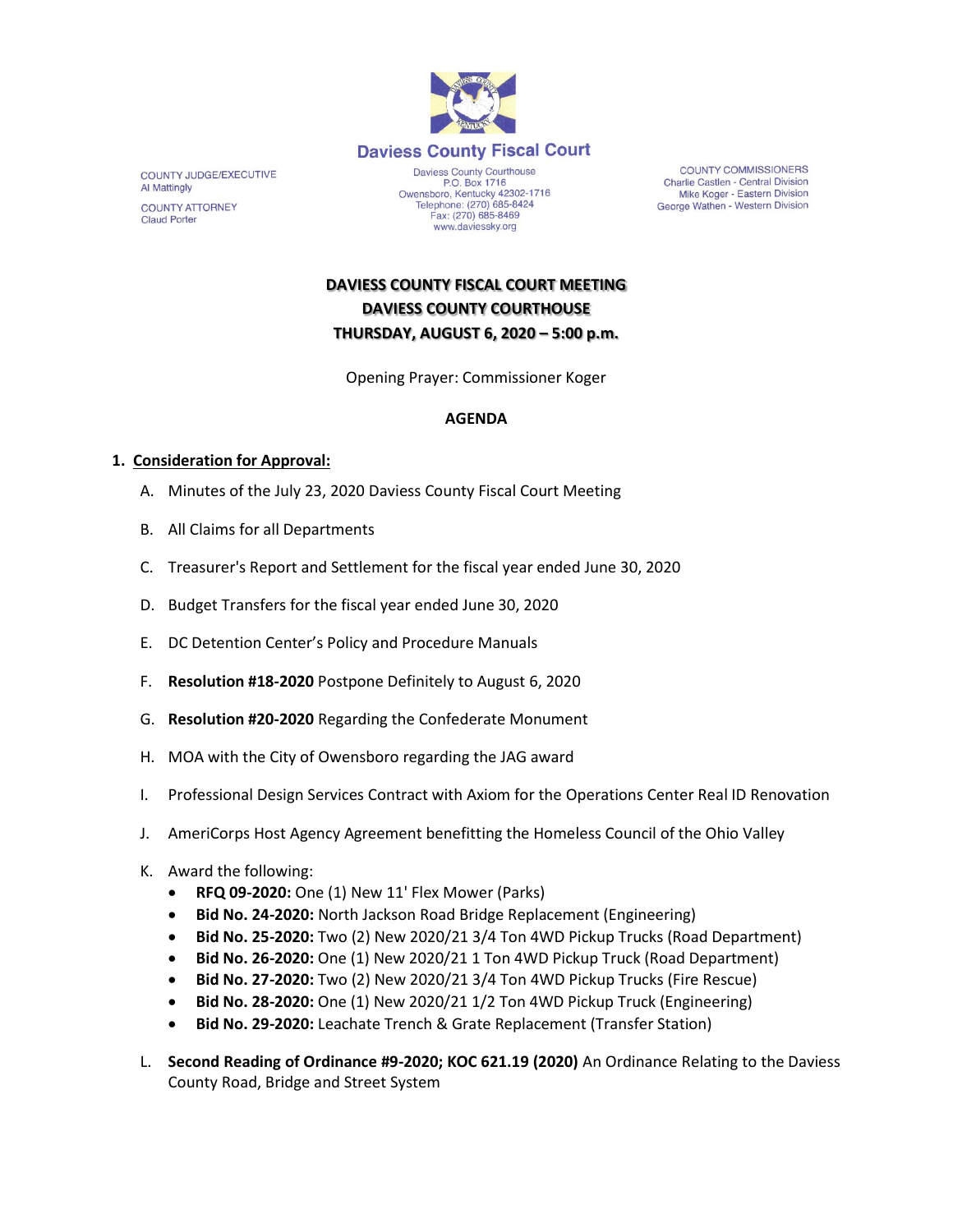# Daviess County Fiscal Court

COUNTY JUDGE/EXECUTIVE
Al Mattingly

COUNTY ATTORNEY
Claud Porter

Daviess County Courthouse
P.O. Box 1716
Owensboro, Kentucky 42302-1716
Telephone: (270) 685-8424
Fax: (270) 685-8469
www.daviessky.org

COUNTY COMMISSIONERS
Charlie Castlen - Central Division
Mike Koger - Eastern Division
George Wathen - Western Division

## DAVIESS COUNTY FISCAL COURT MEETING
## DAVIESS COUNTY COURTHOUSE
## THURSDAY, AUGUST 6, 2020 – 5:00 p.m.

Opening Prayer: Commissioner Koger

**AGENDA**

1. **Consideration for Approval:**

   A. Minutes of the July 23, 2020 Daviess County Fiscal Court Meeting

   B. All Claims for all Departments

   C. Treasurer's Report and Settlement for the fiscal year ended June 30, 2020

   D. Budget Transfers for the fiscal year ended June 30, 2020

   E. DC Detention Center's Policy and Procedure Manuals

   F. **Resolution #18-2020** Postpone Definitely to August 6, 2020

   G. **Resolution #20-2020** Regarding the Confederate Monument

   H. MOA with the City of Owensboro regarding the JAG award

   I. Professional Design Services Contract with Axiom for the Operations Center Real ID Renovation

   J. AmeriCorps Host Agency Agreement benefitting the Homeless Council of the Ohio Valley

   K. Award the following:
   - **RFQ 09-2020:** One (1) New 11' Flex Mower (Parks)
   - **Bid No. 24-2020:** North Jackson Road Bridge Replacement (Engineering)
   - **Bid No. 25-2020:** Two (2) New 2020/21 3/4 Ton 4WD Pickup Trucks (Road Department)
   - **Bid No. 26-2020:** One (1) New 2020/21 1 Ton 4WD Pickup Truck (Road Department)
   - **Bid No. 27-2020:** Two (2) New 2020/21 3/4 Ton 4WD Pickup Trucks (Fire Rescue)
   - **Bid No. 28-2020:** One (1) New 2020/21 1/2 Ton 4WD Pickup Truck (Engineering)
   - **Bid No. 29-2020:** Leachate Trench & Grate Replacement (Transfer Station)

   L. **Second Reading of Ordinance #9-2020; KOC 621.19 (2020)** An Ordinance Relating to the Daviess County Road, Bridge and Street System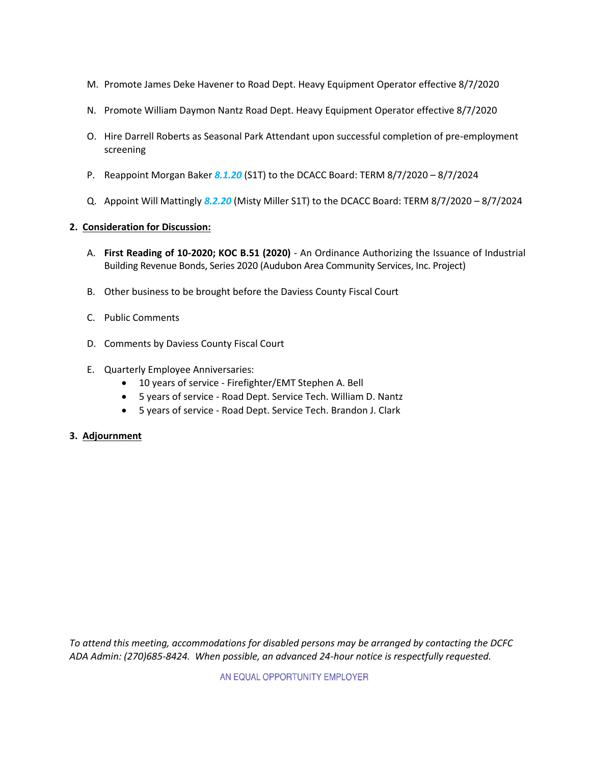M. Promote James Deke Havener to Road Dept. Heavy Equipment Operator effective 8/7/2020

N. Promote William Daymon Nantz Road Dept. Heavy Equipment Operator effective 8/7/2020

O. Hire Darrell Roberts as Seasonal Park Attendant upon successful completion of pre-employment screening

P. Reappoint Morgan Baker ***8.1.20*** (S1T) to the DCACC Board: TERM 8/7/2020 – 8/7/2024

Q. Appoint Will Mattingly ***8.2.20*** (Misty Miller S1T) to the DCACC Board: TERM 8/7/2020 – 8/7/2024

**2. <u>Consideration for Discussion:</u>**

A. **First Reading of 10-2020; KOC B.51 (2020)** - An Ordinance Authorizing the Issuance of Industrial Building Revenue Bonds, Series 2020 (Audubon Area Community Services, Inc. Project)

B. Other business to be brought before the Daviess County Fiscal Court

C. Public Comments

D. Comments by Daviess County Fiscal Court

E. Quarterly Employee Anniversaries:
- 10 years of service - Firefighter/EMT Stephen A. Bell
- 5 years of service - Road Dept. Service Tech. William D. Nantz
- 5 years of service - Road Dept. Service Tech. Brandon J. Clark

**3. <u>Adjournment</u>**

*To attend this meeting, accommodations for disabled persons may be arranged by contacting the DCFC ADA Admin: (270)685-8424. When possible, an advanced 24-hour notice is respectfully requested.*

AN EQUAL OPPORTUNITY EMPLOYER